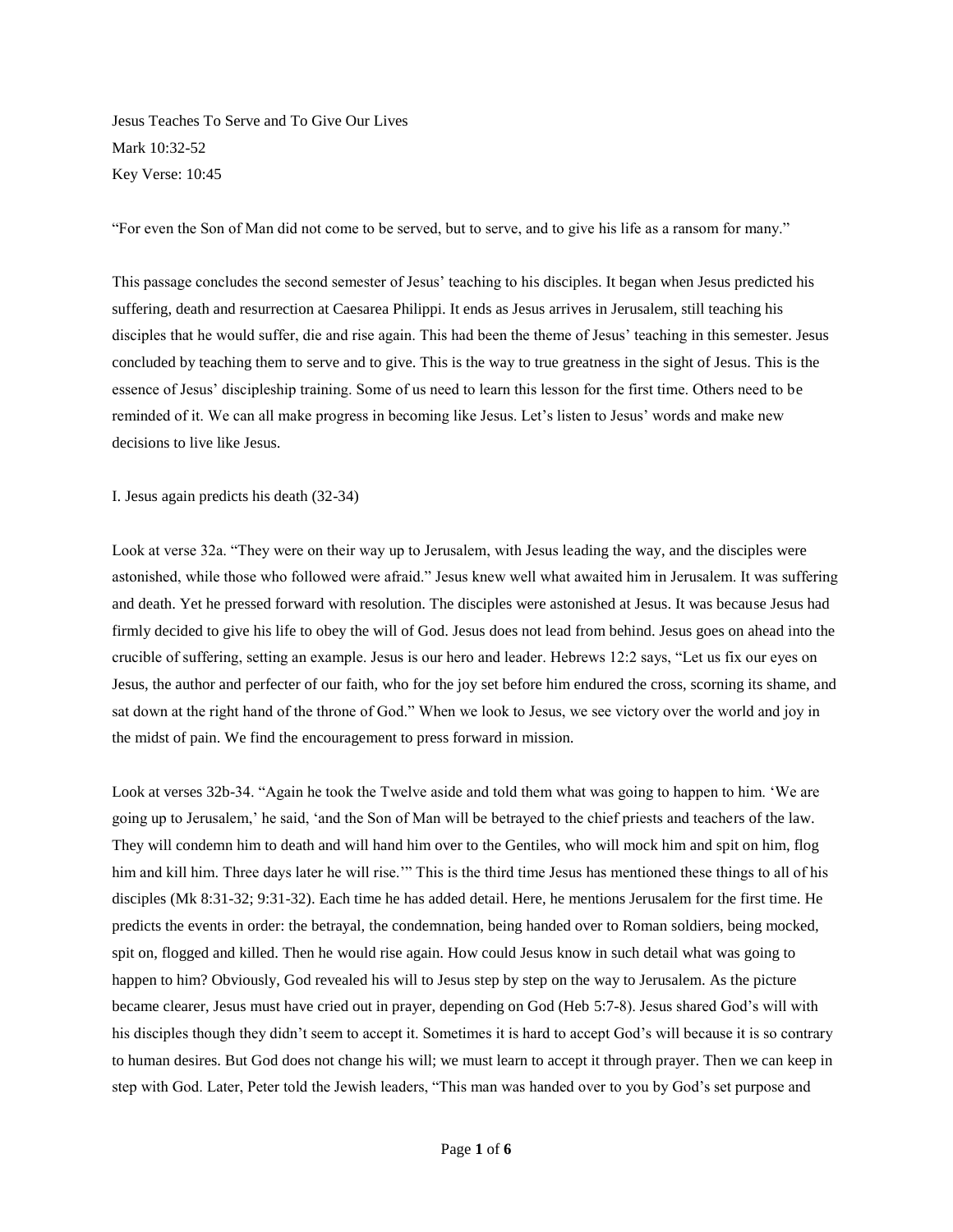# Jesus Teaches To Serve and To Give Our Lives

Mark 10:32-52

Key Verse: 10:45

"For even the Son of Man did not come to be served, but to serve, and to give his life as a ransom for many."

This passage concludes the second semester of Jesus' teaching to his disciples. It began when Jesus predicted his suffering, death and resurrection at Caesarea Philippi. It ends as Jesus arrives in Jerusalem, still teaching his disciples that he would suffer, die and rise again. This had been the theme of Jesus' teaching in this semester. Jesus concluded by teaching them to serve and to give. This is the way to true greatness in the sight of Jesus. This is the essence of Jesus' discipleship training. Some of us need to learn this lesson for the first time. Others need to be reminded of it. We can all make progress in becoming like Jesus. Let's listen to Jesus' words and make new decisions to live like Jesus.

## I. Jesus again predicts his death (32-34)

Look at verse 32a. "They were on their way up to Jerusalem, with Jesus leading the way, and the disciples were astonished, while those who followed were afraid." Jesus knew well what awaited him in Jerusalem. It was suffering and death. Yet he pressed forward with resolution. The disciples were astonished at Jesus. It was because Jesus had firmly decided to give his life to obey the will of God. Jesus does not lead from behind. Jesus goes on ahead into the crucible of suffering, setting an example. Jesus is our hero and leader. Hebrews 12:2 says, "Let us fix our eyes on Jesus, the author and perfecter of our faith, who for the joy set before him endured the cross, scorning its shame, and sat down at the right hand of the throne of God." When we look to Jesus, we see victory over the world and joy in the midst of pain. We find the encouragement to press forward in mission.

Look at verses 32b-34. "Again he took the Twelve aside and told them what was going to happen to him. 'We are going up to Jerusalem,' he said, 'and the Son of Man will be betrayed to the chief priests and teachers of the law. They will condemn him to death and will hand him over to the Gentiles, who will mock him and spit on him, flog him and kill him. Three days later he will rise.'" This is the third time Jesus has mentioned these things to all of his disciples (Mk 8:31-32; 9:31-32). Each time he has added detail. Here, he mentions Jerusalem for the first time. He predicts the events in order: the betrayal, the condemnation, being handed over to Roman soldiers, being mocked, spit on, flogged and killed. Then he would rise again. How could Jesus know in such detail what was going to happen to him? Obviously, God revealed his will to Jesus step by step on the way to Jerusalem. As the picture became clearer, Jesus must have cried out in prayer, depending on God (Heb 5:7-8). Jesus shared God's will with his disciples though they didn't seem to accept it. Sometimes it is hard to accept God's will because it is so contrary to human desires. But God does not change his will; we must learn to accept it through prayer. Then we can keep in step with God. Later, Peter told the Jewish leaders, "This man was handed over to you by God's set purpose and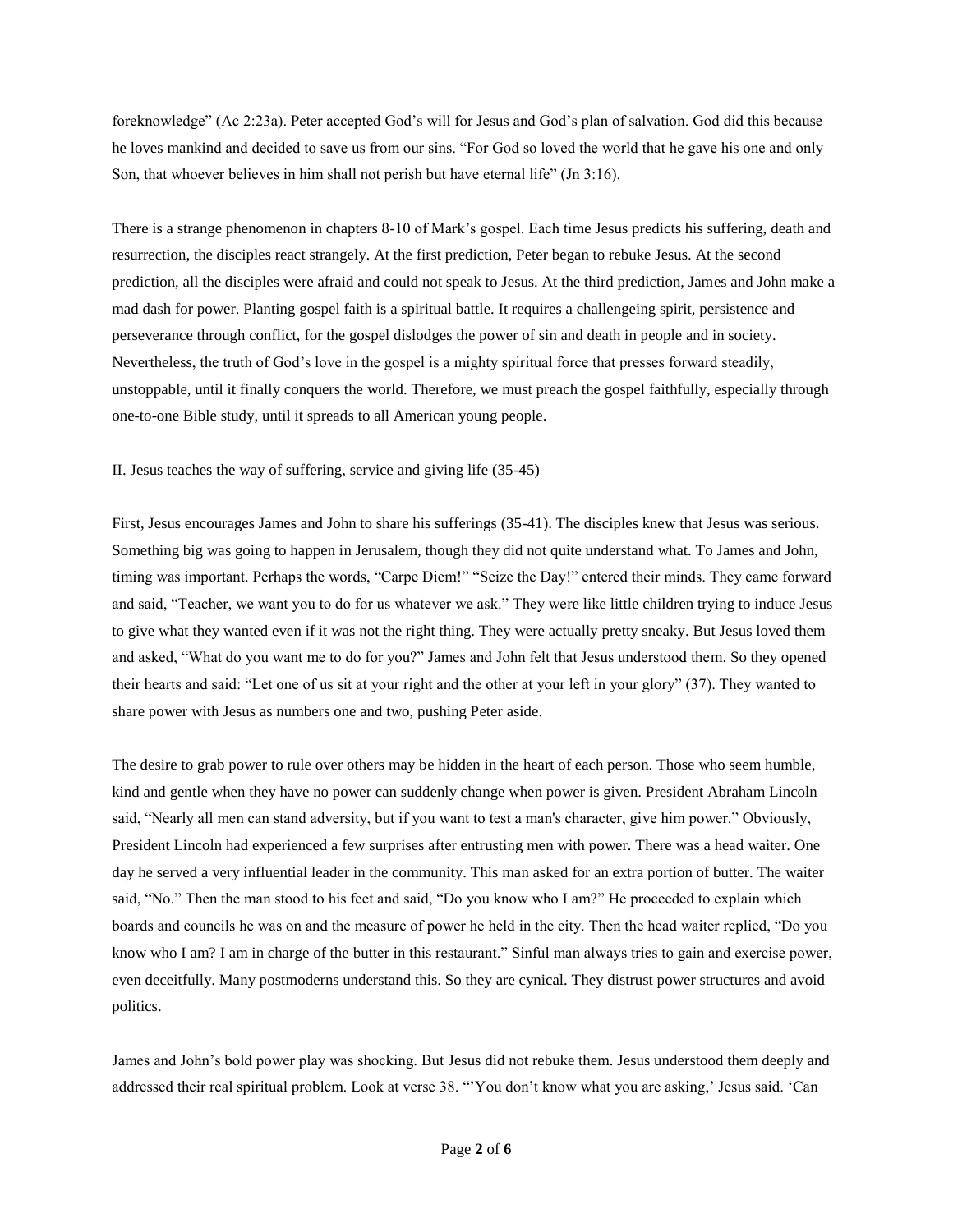foreknowledge" (Ac 2:23a). Peter accepted God's will for Jesus and God's plan of salvation. God did this because he loves mankind and decided to save us from our sins. "For God so loved the world that he gave his one and only Son, that whoever believes in him shall not perish but have eternal life" (Jn 3:16).

There is a strange phenomenon in chapters 8-10 of Mark's gospel. Each time Jesus predicts his suffering, death and resurrection, the disciples react strangely. At the first prediction, Peter began to rebuke Jesus. At the second prediction, all the disciples were afraid and could not speak to Jesus. At the third prediction, James and John make a mad dash for power. Planting gospel faith is a spiritual battle. It requires a challengeing spirit, persistence and perseverance through conflict, for the gospel dislodges the power of sin and death in people and in society. Nevertheless, the truth of God's love in the gospel is a mighty spiritual force that presses forward steadily, unstoppable, until it finally conquers the world. Therefore, we must preach the gospel faithfully, especially through one-to-one Bible study, until it spreads to all American young people.

II. Jesus teaches the way of suffering, service and giving life (35-45)

First, Jesus encourages James and John to share his sufferings (35-41). The disciples knew that Jesus was serious. Something big was going to happen in Jerusalem, though they did not quite understand what. To James and John, timing was important. Perhaps the words, "Carpe Diem!" "Seize the Day!" entered their minds. They came forward and said, "Teacher, we want you to do for us whatever we ask." They were like little children trying to induce Jesus to give what they wanted even if it was not the right thing. They were actually pretty sneaky. But Jesus loved them and asked, "What do you want me to do for you?" James and John felt that Jesus understood them. So they opened their hearts and said: "Let one of us sit at your right and the other at your left in your glory" (37). They wanted to share power with Jesus as numbers one and two, pushing Peter aside.

The desire to grab power to rule over others may be hidden in the heart of each person. Those who seem humble, kind and gentle when they have no power can suddenly change when power is given. President Abraham Lincoln said, "Nearly all men can stand adversity, but if you want to test a man's character, give him power." Obviously, President Lincoln had experienced a few surprises after entrusting men with power. There was a head waiter. One day he served a very influential leader in the community. This man asked for an extra portion of butter. The waiter said, "No." Then the man stood to his feet and said, "Do you know who I am?" He proceeded to explain which boards and councils he was on and the measure of power he held in the city. Then the head waiter replied, "Do you know who I am? I am in charge of the butter in this restaurant." Sinful man always tries to gain and exercise power, even deceitfully. Many postmoderns understand this. So they are cynical. They distrust power structures and avoid politics.

James and John's bold power play was shocking. But Jesus did not rebuke them. Jesus understood them deeply and addressed their real spiritual problem. Look at verse 38. "'You don't know what you are asking,' Jesus said. 'Can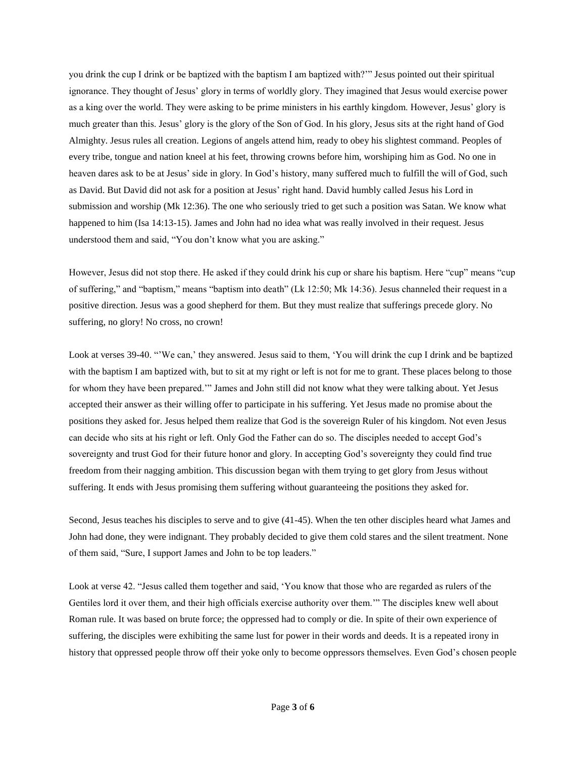you drink the cup I drink or be baptized with the baptism I am baptized with?'" Jesus pointed out their spiritual ignorance. They thought of Jesus' glory in terms of worldly glory. They imagined that Jesus would exercise power as a king over the world. They were asking to be prime ministers in his earthly kingdom. However, Jesus' glory is much greater than this. Jesus' glory is the glory of the Son of God. In his glory, Jesus sits at the right hand of God Almighty. Jesus rules all creation. Legions of angels attend him, ready to obey his slightest command. Peoples of every tribe, tongue and nation kneel at his feet, throwing crowns before him, worshiping him as God. No one in heaven dares ask to be at Jesus' side in glory. In God's history, many suffered much to fulfill the will of God, such as David. But David did not ask for a position at Jesus' right hand. David humbly called Jesus his Lord in submission and worship (Mk 12:36). The one who seriously tried to get such a position was Satan. We know what happened to him (Isa 14:13-15). James and John had no idea what was really involved in their request. Jesus understood them and said, "You don't know what you are asking."

However, Jesus did not stop there. He asked if they could drink his cup or share his baptism. Here "cup" means "cup of suffering," and "baptism," means "baptism into death" (Lk 12:50; Mk 14:36). Jesus channeled their request in a positive direction. Jesus was a good shepherd for them. But they must realize that sufferings precede glory. No suffering, no glory! No cross, no crown!

Look at verses 39-40. "'We can,' they answered. Jesus said to them, 'You will drink the cup I drink and be baptized with the baptism I am baptized with, but to sit at my right or left is not for me to grant. These places belong to those for whom they have been prepared.'" James and John still did not know what they were talking about. Yet Jesus accepted their answer as their willing offer to participate in his suffering. Yet Jesus made no promise about the positions they asked for. Jesus helped them realize that God is the sovereign Ruler of his kingdom. Not even Jesus can decide who sits at his right or left. Only God the Father can do so. The disciples needed to accept God's sovereignty and trust God for their future honor and glory. In accepting God's sovereignty they could find true freedom from their nagging ambition. This discussion began with them trying to get glory from Jesus without suffering. It ends with Jesus promising them suffering without guaranteeing the positions they asked for.

Second, Jesus teaches his disciples to serve and to give (41-45). When the ten other disciples heard what James and John had done, they were indignant. They probably decided to give them cold stares and the silent treatment. None of them said, "Sure, I support James and John to be top leaders."

Look at verse 42. "Jesus called them together and said, 'You know that those who are regarded as rulers of the Gentiles lord it over them, and their high officials exercise authority over them.'" The disciples knew well about Roman rule. It was based on brute force; the oppressed had to comply or die. In spite of their own experience of suffering, the disciples were exhibiting the same lust for power in their words and deeds. It is a repeated irony in history that oppressed people throw off their yoke only to become oppressors themselves. Even God's chosen people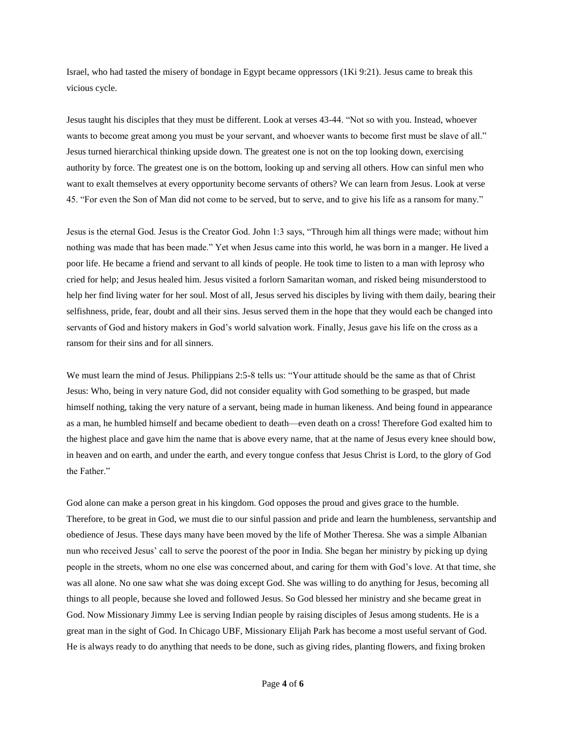Israel, who had tasted the misery of bondage in Egypt became oppressors (1Ki 9:21). Jesus came to break this vicious cycle.

Jesus taught his disciples that they must be different. Look at verses 43-44. “Not so with you. Instead, whoever wants to become great among you must be your servant, and whoever wants to become first must be slave of all.” Jesus turned hierarchical thinking upside down. The greatest one is not on the top looking down, exercising authority by force. The greatest one is on the bottom, looking up and serving all others. How can sinful men who want to exalt themselves at every opportunity become servants of others? We can learn from Jesus. Look at verse 45. “For even the Son of Man did not come to be served, but to serve, and to give his life as a ransom for many.”

Jesus is the eternal God. Jesus is the Creator God. John 1:3 says, “Through him all things were made; without him nothing was made that has been made.” Yet when Jesus came into this world, he was born in a manger. He lived a poor life. He became a friend and servant to all kinds of people. He took time to listen to a man with leprosy who cried for help; and Jesus healed him. Jesus visited a forlorn Samaritan woman, and risked being misunderstood to help her find living water for her soul. Most of all, Jesus served his disciples by living with them daily, bearing their selfishness, pride, fear, doubt and all their sins. Jesus served them in the hope that they would each be changed into servants of God and history makers in God’s world salvation work. Finally, Jesus gave his life on the cross as a ransom for their sins and for all sinners.

We must learn the mind of Jesus. Philippians 2:5-8 tells us: “Your attitude should be the same as that of Christ Jesus: Who, being in very nature God, did not consider equality with God something to be grasped, but made himself nothing, taking the very nature of a servant, being made in human likeness. And being found in appearance as a man, he humbled himself and became obedient to death—even death on a cross! Therefore God exalted him to the highest place and gave him the name that is above every name, that at the name of Jesus every knee should bow, in heaven and on earth, and under the earth, and every tongue confess that Jesus Christ is Lord, to the glory of God the Father.”

God alone can make a person great in his kingdom. God opposes the proud and gives grace to the humble. Therefore, to be great in God, we must die to our sinful passion and pride and learn the humbleness, servantship and obedience of Jesus. These days many have been moved by the life of Mother Theresa. She was a simple Albanian nun who received Jesus’ call to serve the poorest of the poor in India. She began her ministry by picking up dying people in the streets, whom no one else was concerned about, and caring for them with God’s love. At that time, she was all alone. No one saw what she was doing except God. She was willing to do anything for Jesus, becoming all things to all people, because she loved and followed Jesus. So God blessed her ministry and she became great in God. Now Missionary Jimmy Lee is serving Indian people by raising disciples of Jesus among students. He is a great man in the sight of God. In Chicago UBF, Missionary Elijah Park has become a most useful servant of God. He is always ready to do anything that needs to be done, such as giving rides, planting flowers, and fixing broken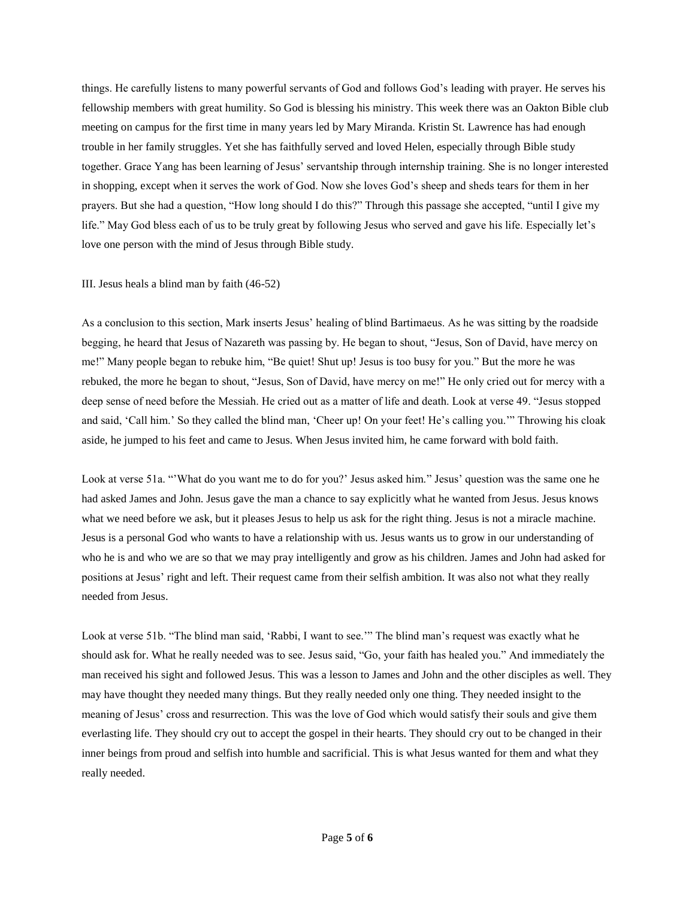things. He carefully listens to many powerful servants of God and follows God's leading with prayer. He serves his fellowship members with great humility. So God is blessing his ministry. This week there was an Oakton Bible club meeting on campus for the first time in many years led by Mary Miranda. Kristin St. Lawrence has had enough trouble in her family struggles. Yet she has faithfully served and loved Helen, especially through Bible study together. Grace Yang has been learning of Jesus' servantship through internship training. She is no longer interested in shopping, except when it serves the work of God. Now she loves God's sheep and sheds tears for them in her prayers. But she had a question, "How long should I do this?" Through this passage she accepted, "until I give my life." May God bless each of us to be truly great by following Jesus who served and gave his life. Especially let's love one person with the mind of Jesus through Bible study.

III. Jesus heals a blind man by faith (46-52)

As a conclusion to this section, Mark inserts Jesus' healing of blind Bartimaeus. As he was sitting by the roadside begging, he heard that Jesus of Nazareth was passing by. He began to shout, "Jesus, Son of David, have mercy on me!" Many people began to rebuke him, "Be quiet! Shut up! Jesus is too busy for you." But the more he was rebuked, the more he began to shout, "Jesus, Son of David, have mercy on me!" He only cried out for mercy with a deep sense of need before the Messiah. He cried out as a matter of life and death. Look at verse 49. "Jesus stopped and said, 'Call him.' So they called the blind man, 'Cheer up! On your feet! He's calling you.'" Throwing his cloak aside, he jumped to his feet and came to Jesus. When Jesus invited him, he came forward with bold faith.

Look at verse 51a. "'What do you want me to do for you?' Jesus asked him." Jesus' question was the same one he had asked James and John. Jesus gave the man a chance to say explicitly what he wanted from Jesus. Jesus knows what we need before we ask, but it pleases Jesus to help us ask for the right thing. Jesus is not a miracle machine. Jesus is a personal God who wants to have a relationship with us. Jesus wants us to grow in our understanding of who he is and who we are so that we may pray intelligently and grow as his children. James and John had asked for positions at Jesus' right and left. Their request came from their selfish ambition. It was also not what they really needed from Jesus.

Look at verse 51b. "The blind man said, 'Rabbi, I want to see.'" The blind man's request was exactly what he should ask for. What he really needed was to see. Jesus said, "Go, your faith has healed you." And immediately the man received his sight and followed Jesus. This was a lesson to James and John and the other disciples as well. They may have thought they needed many things. But they really needed only one thing. They needed insight to the meaning of Jesus' cross and resurrection. This was the love of God which would satisfy their souls and give them everlasting life. They should cry out to accept the gospel in their hearts. They should cry out to be changed in their inner beings from proud and selfish into humble and sacrificial. This is what Jesus wanted for them and what they really needed.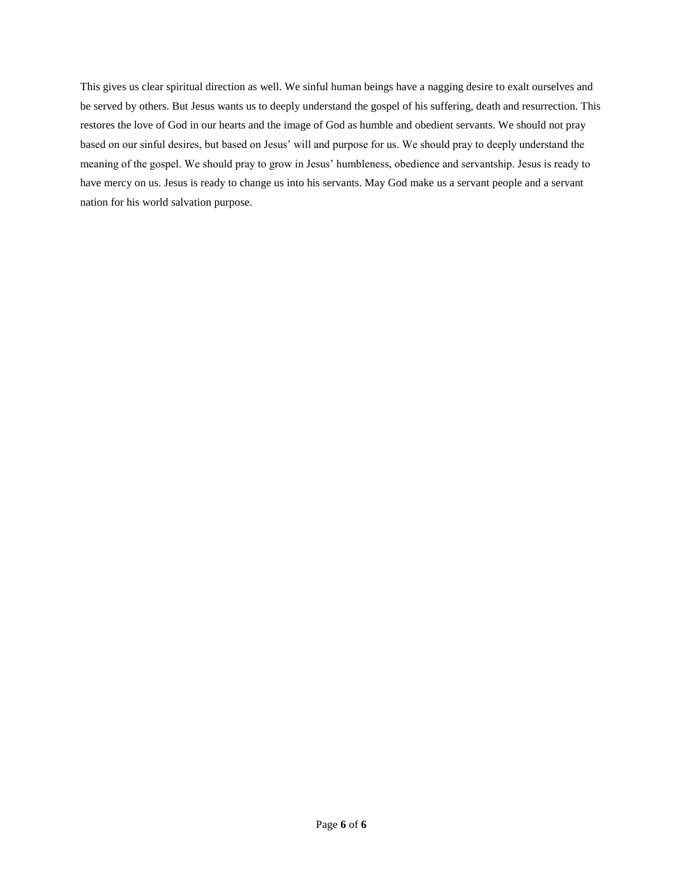This gives us clear spiritual direction as well. We sinful human beings have a nagging desire to exalt ourselves and be served by others. But Jesus wants us to deeply understand the gospel of his suffering, death and resurrection. This restores the love of God in our hearts and the image of God as humble and obedient servants. We should not pray based on our sinful desires, but based on Jesus' will and purpose for us. We should pray to deeply understand the meaning of the gospel. We should pray to grow in Jesus' humbleness, obedience and servantship. Jesus is ready to have mercy on us. Jesus is ready to change us into his servants. May God make us a servant people and a servant nation for his world salvation purpose.